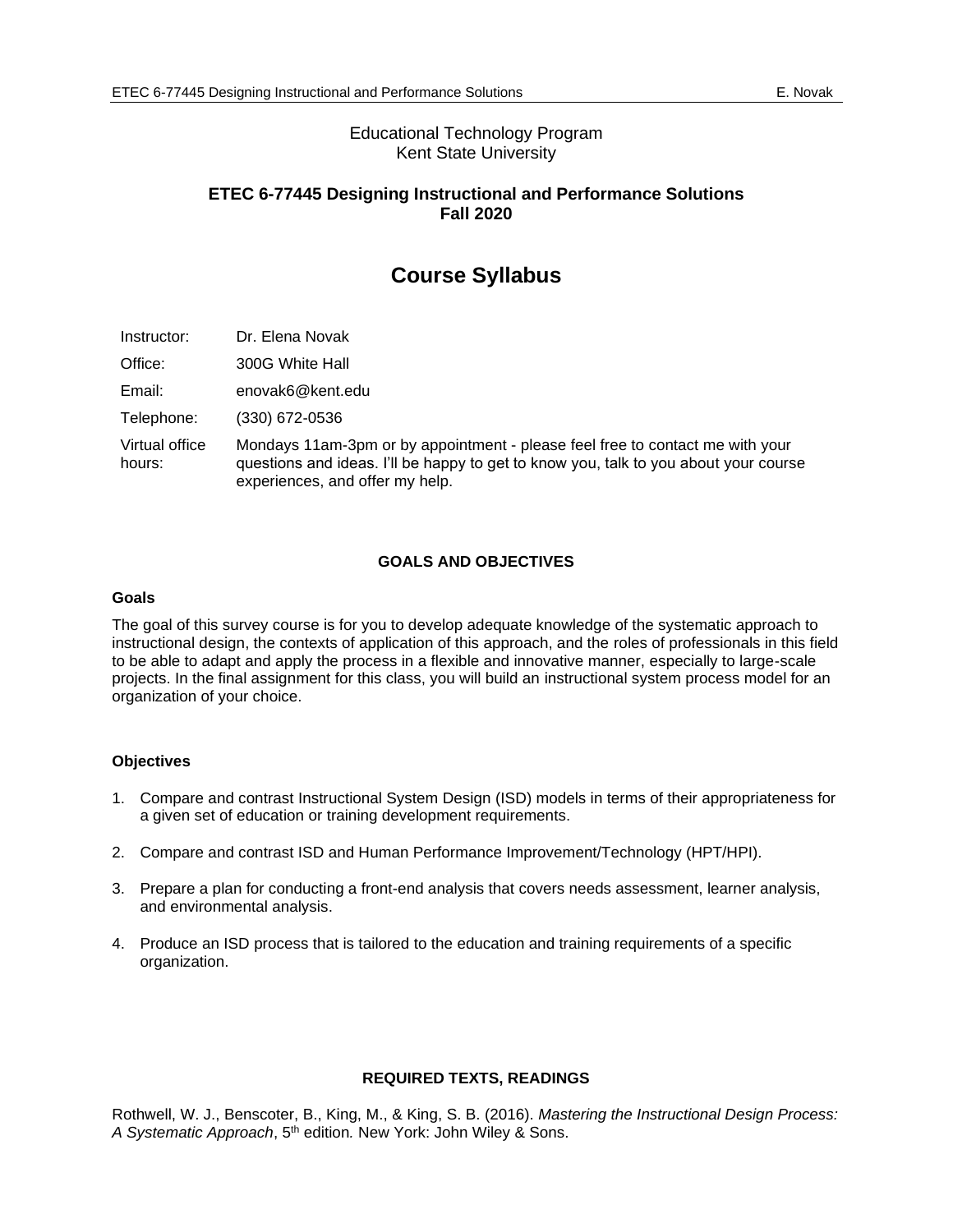Educational Technology Program
Kent State University

# ETEC 6-77445 Designing Instructional and Performance Solutions
## Fall 2020

# Course Syllabus

| | |
|---|---|
| Instructor: | Dr. Elena Novak |
| Office: | 300G White Hall |
| Email: | enovak6@kent.edu |
| Telephone: | (330) 672-0536 |
| Virtual office hours: | Mondays 11am-3pm or by appointment - please feel free to contact me with your questions and ideas. I'll be happy to get to know you, talk to you about your course experiences, and offer my help. |

## GOALS AND OBJECTIVES

### Goals

The goal of this survey course is for you to develop adequate knowledge of the systematic approach to instructional design, the contexts of application of this approach, and the roles of professionals in this field to be able to adapt and apply the process in a flexible and innovative manner, especially to large-scale projects. In the final assignment for this class, you will build an instructional system process model for an organization of your choice.

### Objectives

1. Compare and contrast Instructional System Design (ISD) models in terms of their appropriateness for a given set of education or training development requirements.
2. Compare and contrast ISD and Human Performance Improvement/Technology (HPT/HPI).
3. Prepare a plan for conducting a front-end analysis that covers needs assessment, learner analysis, and environmental analysis.
4. Produce an ISD process that is tailored to the education and training requirements of a specific organization.

## REQUIRED TEXTS, READINGS

Rothwell, W. J., Benscoter, B., King, M., & King, S. B. (2016). *Mastering the Instructional Design Process: A Systematic Approach*, 5th edition. New York: John Wiley & Sons.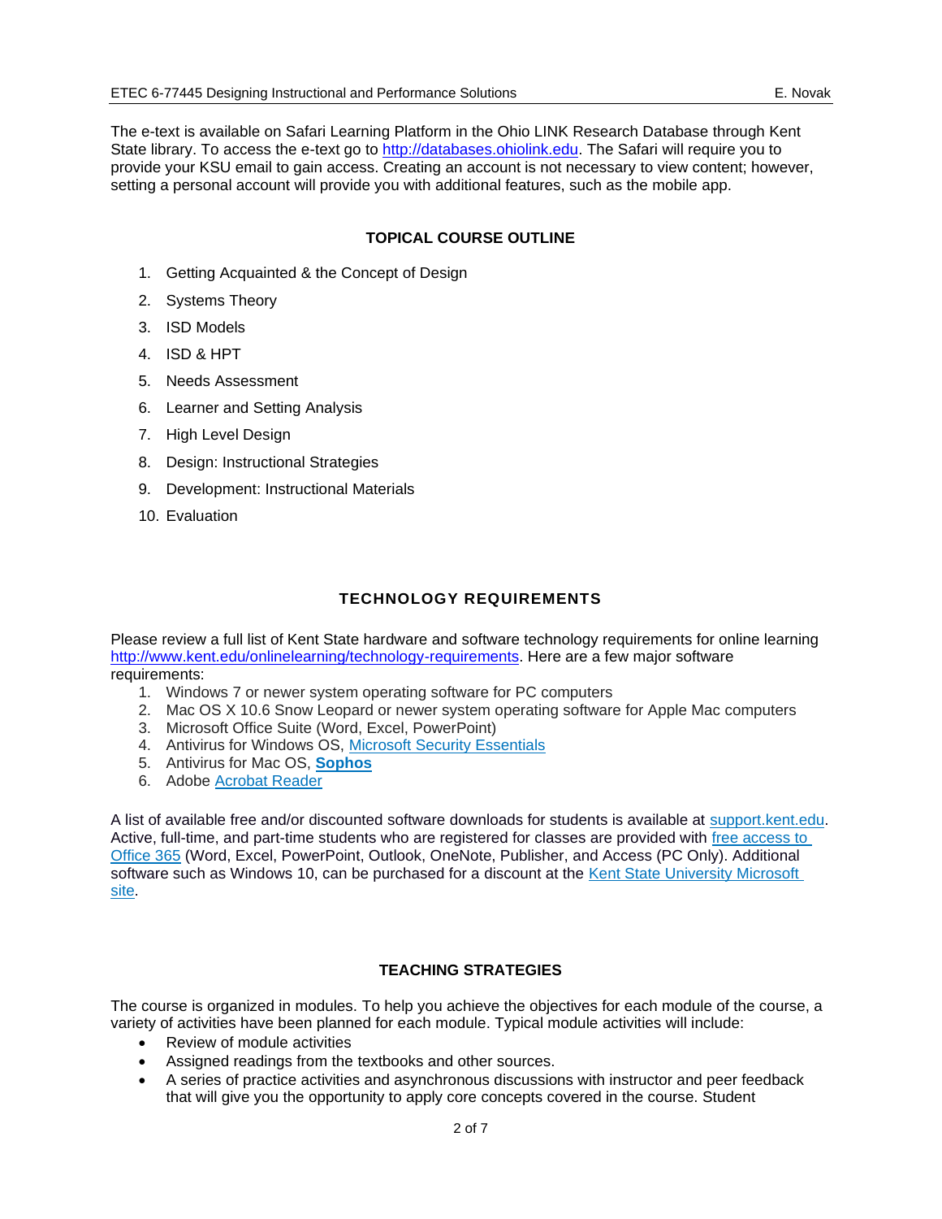The e-text is available on Safari Learning Platform in the Ohio LINK Research Database through Kent State library. To access the e-text go to http://databases.ohiolink.edu. The Safari will require you to provide your KSU email to gain access. Creating an account is not necessary to view content; however, setting a personal account will provide you with additional features, such as the mobile app.

## TOPICAL COURSE OUTLINE

1. Getting Acquainted & the Concept of Design
2. Systems Theory
3. ISD Models
4. ISD & HPT
5. Needs Assessment
6. Learner and Setting Analysis
7. High Level Design
8. Design: Instructional Strategies
9. Development: Instructional Materials
10. Evaluation

## TECHNOLOGY REQUIREMENTS

Please review a full list of Kent State hardware and software technology requirements for online learning http://www.kent.edu/onlinelearning/technology-requirements. Here are a few major software requirements:

1. Windows 7 or newer system operating software for PC computers
2. Mac OS X 10.6 Snow Leopard or newer system operating software for Apple Mac computers
3. Microsoft Office Suite (Word, Excel, PowerPoint)
4. Antivirus for Windows OS, Microsoft Security Essentials
5. Antivirus for Mac OS, **Sophos**
6. Adobe Acrobat Reader

A list of available free and/or discounted software downloads for students is available at support.kent.edu. Active, full-time, and part-time students who are registered for classes are provided with free access to Office 365 (Word, Excel, PowerPoint, Outlook, OneNote, Publisher, and Access (PC Only). Additional software such as Windows 10, can be purchased for a discount at the Kent State University Microsoft site.

## TEACHING STRATEGIES

The course is organized in modules. To help you achieve the objectives for each module of the course, a variety of activities have been planned for each module. Typical module activities will include:

- Review of module activities
- Assigned readings from the textbooks and other sources.
- A series of practice activities and asynchronous discussions with instructor and peer feedback that will give you the opportunity to apply core concepts covered in the course. Student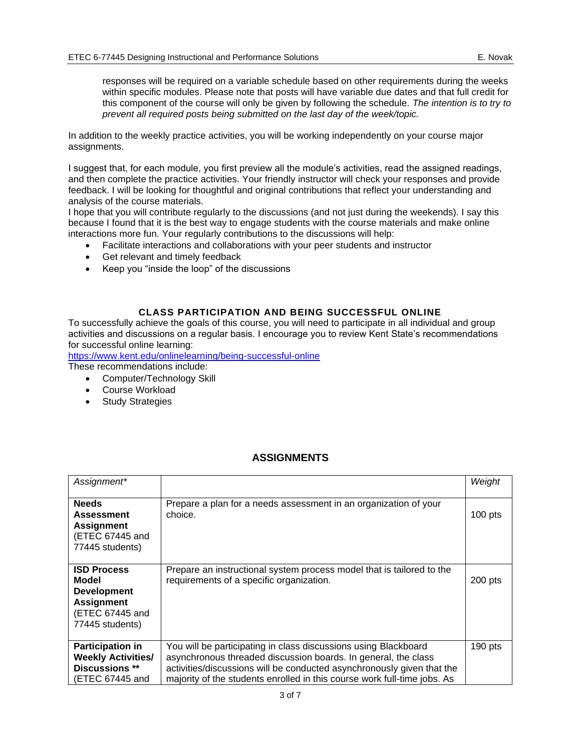responses will be required on a variable schedule based on other requirements during the weeks within specific modules. Please note that posts will have variable due dates and that full credit for this component of the course will only be given by following the schedule. *The intention is to try to prevent all required posts being submitted on the last day of the week/topic.*

In addition to the weekly practice activities, you will be working independently on your course major assignments.

I suggest that, for each module, you first preview all the module's activities, read the assigned readings, and then complete the practice activities. Your friendly instructor will check your responses and provide feedback. I will be looking for thoughtful and original contributions that reflect your understanding and analysis of the course materials.

I hope that you will contribute regularly to the discussions (and not just during the weekends). I say this because I found that it is the best way to engage students with the course materials and make online interactions more fun. Your regularly contributions to the discussions will help:

- Facilitate interactions and collaborations with your peer students and instructor
- Get relevant and timely feedback
- Keep you "inside the loop" of the discussions

## CLASS PARTICIPATION AND BEING SUCCESSFUL ONLINE

To successfully achieve the goals of this course, you will need to participate in all individual and group activities and discussions on a regular basis. I encourage you to review Kent State's recommendations for successful online learning:
https://www.kent.edu/onlinelearning/being-successful-online

These recommendations include:

- Computer/Technology Skill
- Course Workload
- Study Strategies

## ASSIGNMENTS

| *Assignment\** | | *Weight* |
|---|---|---|
| **Needs Assessment Assignment** (ETEC 67445 and 77445 students) | Prepare a plan for a needs assessment in an organization of your choice. | 100 pts |
| **ISD Process Model Development Assignment** (ETEC 67445 and 77445 students) | Prepare an instructional system process model that is tailored to the requirements of a specific organization. | 200 pts |
| **Participation in Weekly Activities/ Discussions \*\*** (ETEC 67445 and | You will be participating in class discussions using Blackboard asynchronous threaded discussion boards. In general, the class activities/discussions will be conducted asynchronously given that the majority of the students enrolled in this course work full-time jobs. As | 190 pts |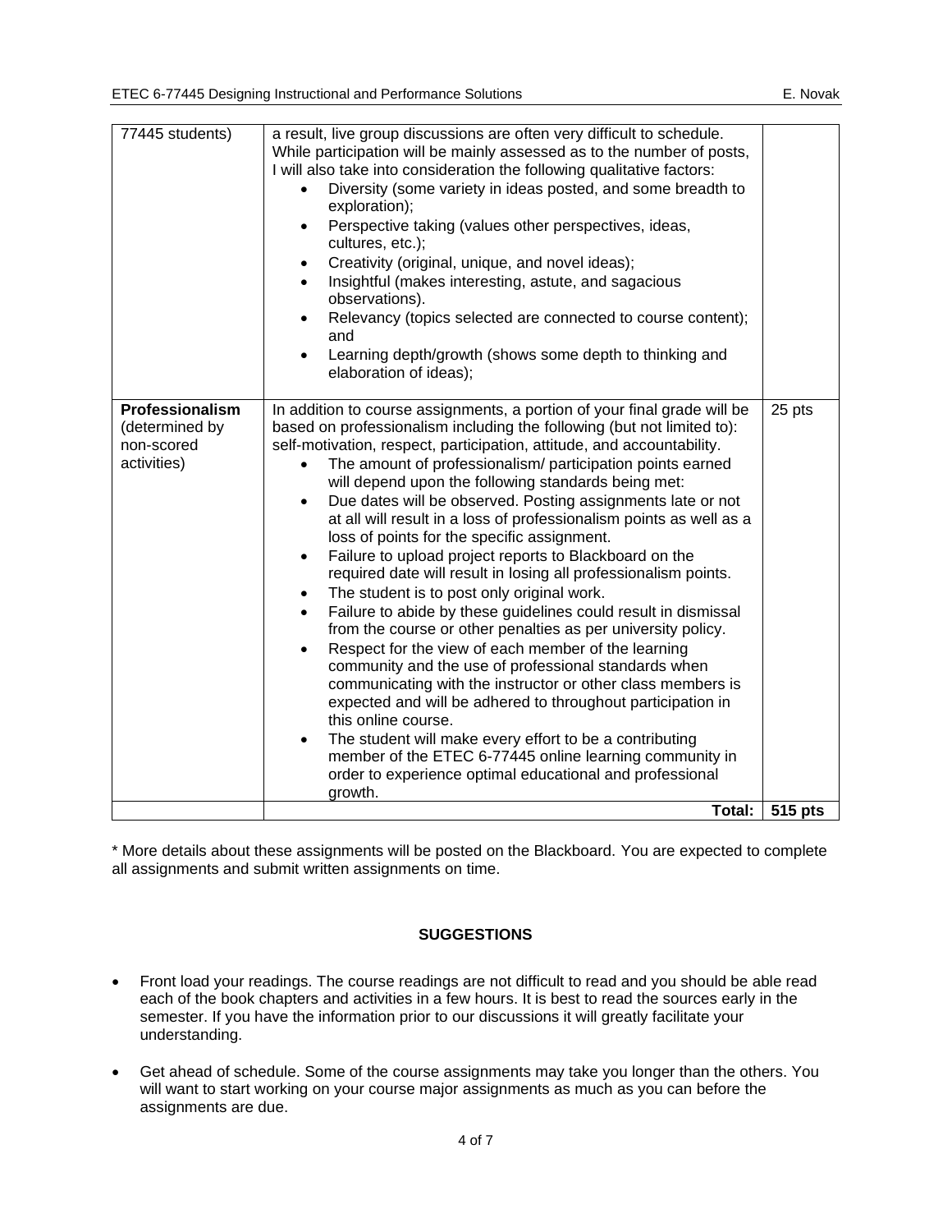| | | |
|---|---|---|
| 77445 students) | a result, live group discussions are often very difficult to schedule. While participation will be mainly assessed as to the number of posts, I will also take into consideration the following qualitative factors:<br>• Diversity (some variety in ideas posted, and some breadth to exploration);<br>• Perspective taking (values other perspectives, ideas, cultures, etc.);<br>• Creativity (original, unique, and novel ideas);<br>• Insightful (makes interesting, astute, and sagacious observations).<br>• Relevancy (topics selected are connected to course content); and<br>• Learning depth/growth (shows some depth to thinking and elaboration of ideas); | |
| **Professionalism** (determined by non-scored activities) | In addition to course assignments, a portion of your final grade will be based on professionalism including the following (but not limited to): self-motivation, respect, participation, attitude, and accountability.<br>• The amount of professionalism/ participation points earned will depend upon the following standards being met:<br>• Due dates will be observed. Posting assignments late or not at all will result in a loss of professionalism points as well as a loss of points for the specific assignment.<br>• Failure to upload project reports to Blackboard on the required date will result in losing all professionalism points.<br>• The student is to post only original work.<br>• Failure to abide by these guidelines could result in dismissal from the course or other penalties as per university policy.<br>• Respect for the view of each member of the learning community and the use of professional standards when communicating with the instructor or other class members is expected and will be adhered to throughout participation in this online course.<br>• The student will make every effort to be a contributing member of the ETEC 6-77445 online learning community in order to experience optimal educational and professional growth. | 25 pts |
| | **Total:** | **515 pts** |

* More details about these assignments will be posted on the Blackboard. You are expected to complete all assignments and submit written assignments on time.

## SUGGESTIONS

- Front load your readings. The course readings are not difficult to read and you should be able read each of the book chapters and activities in a few hours. It is best to read the sources early in the semester. If you have the information prior to our discussions it will greatly facilitate your understanding.

- Get ahead of schedule. Some of the course assignments may take you longer than the others. You will want to start working on your course major assignments as much as you can before the assignments are due.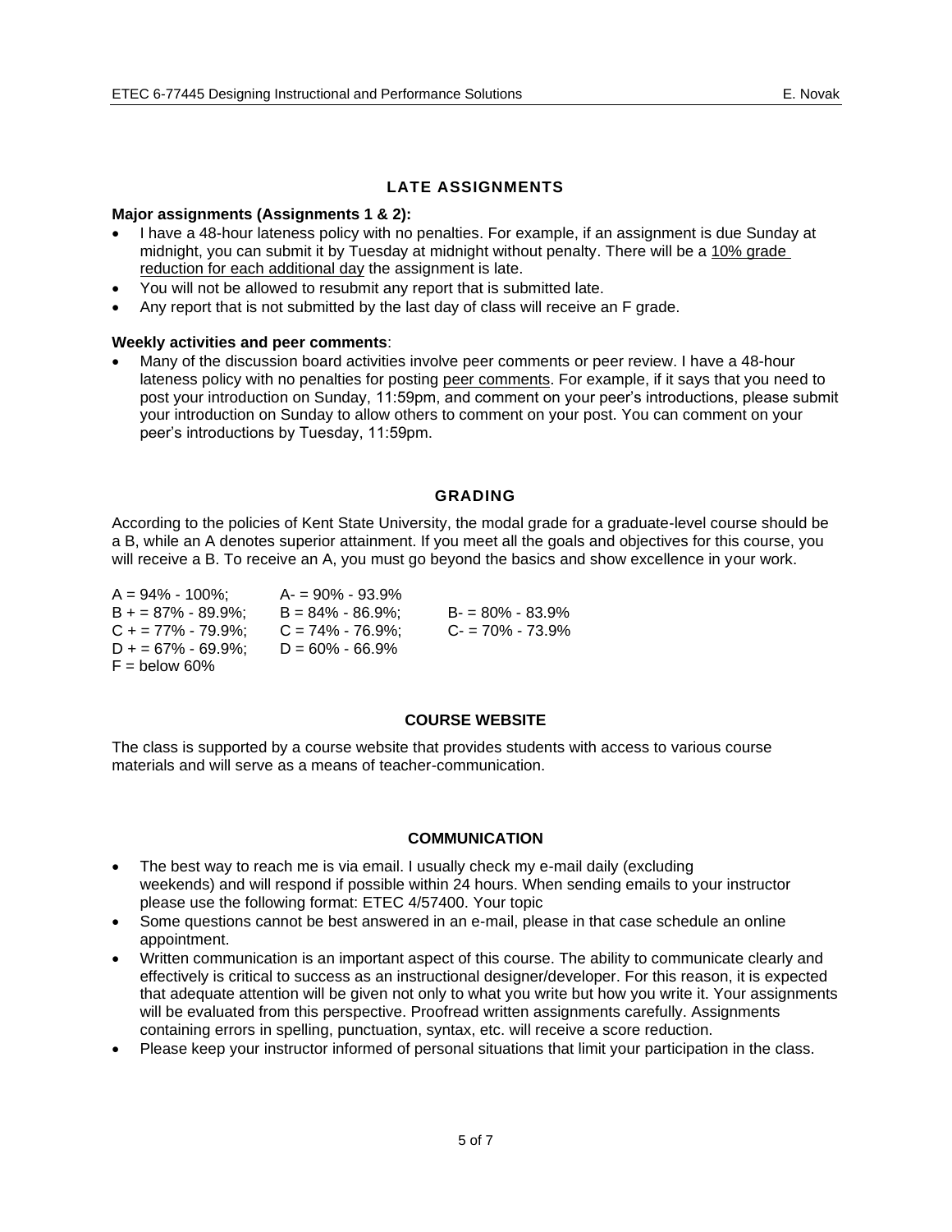## LATE ASSIGNMENTS

**Major assignments (Assignments 1 & 2):**

- I have a 48-hour lateness policy with no penalties. For example, if an assignment is due Sunday at midnight, you can submit it by Tuesday at midnight without penalty. There will be a 10% grade reduction for each additional day the assignment is late.
- You will not be allowed to resubmit any report that is submitted late.
- Any report that is not submitted by the last day of class will receive an F grade.

**Weekly activities and peer comments**:

- Many of the discussion board activities involve peer comments or peer review. I have a 48-hour lateness policy with no penalties for posting peer comments. For example, if it says that you need to post your introduction on Sunday, 11:59pm, and comment on your peer's introductions, please submit your introduction on Sunday to allow others to comment on your post. You can comment on your peer's introductions by Tuesday, 11:59pm.

## GRADING

According to the policies of Kent State University, the modal grade for a graduate-level course should be a B, while an A denotes superior attainment. If you meet all the goals and objectives for this course, you will receive a B. To receive an A, you must go beyond the basics and show excellence in your work.

A = 94% - 100%; A- = 90% - 93.9%
B + = 87% - 89.9%; B = 84% - 86.9%; B- = 80% - 83.9%
C + = 77% - 79.9%; C = 74% - 76.9%; C- = 70% - 73.9%
D + = 67% - 69.9%; D = 60% - 66.9%
F = below 60%

## COURSE WEBSITE

The class is supported by a course website that provides students with access to various course materials and will serve as a means of teacher-communication.

## COMMUNICATION

- The best way to reach me is via email. I usually check my e-mail daily (excluding weekends) and will respond if possible within 24 hours. When sending emails to your instructor please use the following format: ETEC 4/57400. Your topic
- Some questions cannot be best answered in an e-mail, please in that case schedule an online appointment.
- Written communication is an important aspect of this course. The ability to communicate clearly and effectively is critical to success as an instructional designer/developer. For this reason, it is expected that adequate attention will be given not only to what you write but how you write it. Your assignments will be evaluated from this perspective. Proofread written assignments carefully. Assignments containing errors in spelling, punctuation, syntax, etc. will receive a score reduction.
- Please keep your instructor informed of personal situations that limit your participation in the class.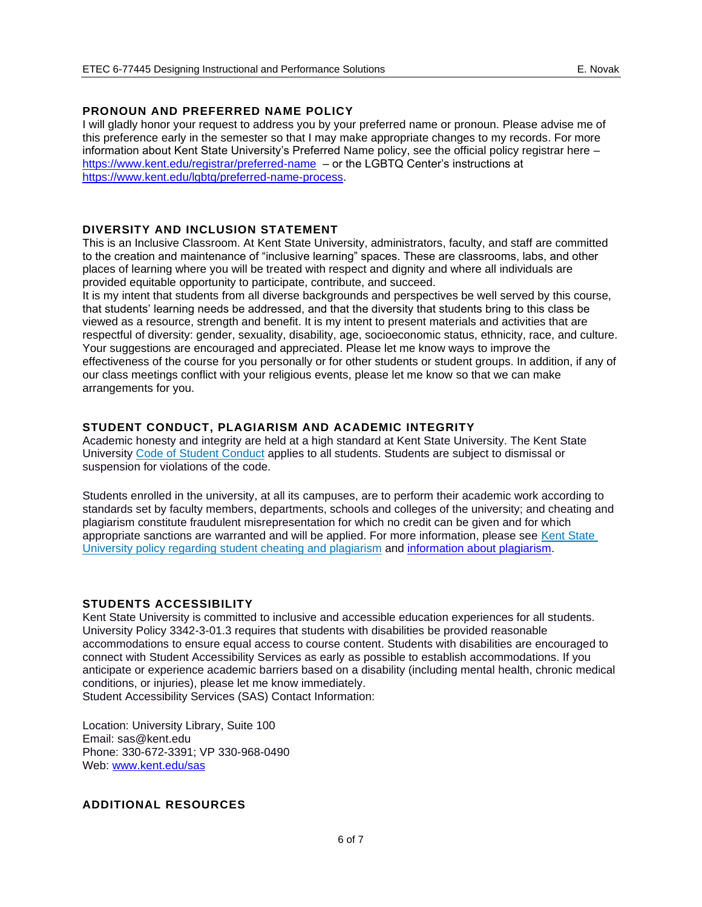## PRONOUN AND PREFERRED NAME POLICY

I will gladly honor your request to address you by your preferred name or pronoun. Please advise me of this preference early in the semester so that I may make appropriate changes to my records. For more information about Kent State University's Preferred Name policy, see the official policy registrar here – [https://www.kent.edu/registrar/preferred-name](https://www.kent.edu/registrar/preferred-name) – or the LGBTQ Center's instructions at [https://www.kent.edu/lgbtq/preferred-name-process](https://www.kent.edu/lgbtq/preferred-name-process).

## DIVERSITY AND INCLUSION STATEMENT

This is an Inclusive Classroom. At Kent State University, administrators, faculty, and staff are committed to the creation and maintenance of "inclusive learning" spaces. These are classrooms, labs, and other places of learning where you will be treated with respect and dignity and where all individuals are provided equitable opportunity to participate, contribute, and succeed.

It is my intent that students from all diverse backgrounds and perspectives be well served by this course, that students' learning needs be addressed, and that the diversity that students bring to this class be viewed as a resource, strength and benefit. It is my intent to present materials and activities that are respectful of diversity: gender, sexuality, disability, age, socioeconomic status, ethnicity, race, and culture. Your suggestions are encouraged and appreciated. Please let me know ways to improve the effectiveness of the course for you personally or for other students or student groups. In addition, if any of our class meetings conflict with your religious events, please let me know so that we can make arrangements for you.

## STUDENT CONDUCT, PLAGIARISM AND ACADEMIC INTEGRITY

Academic honesty and integrity are held at a high standard at Kent State University. The Kent State University Code of Student Conduct applies to all students. Students are subject to dismissal or suspension for violations of the code.

Students enrolled in the university, at all its campuses, are to perform their academic work according to standards set by faculty members, departments, schools and colleges of the university; and cheating and plagiarism constitute fraudulent misrepresentation for which no credit can be given and for which appropriate sanctions are warranted and will be applied. For more information, please see Kent State University policy regarding student cheating and plagiarism and information about plagiarism.

## STUDENTS ACCESSIBILITY

Kent State University is committed to inclusive and accessible education experiences for all students. University Policy 3342-3-01.3 requires that students with disabilities be provided reasonable accommodations to ensure equal access to course content. Students with disabilities are encouraged to connect with Student Accessibility Services as early as possible to establish accommodations. If you anticipate or experience academic barriers based on a disability (including mental health, chronic medical conditions, or injuries), please let me know immediately.

Student Accessibility Services (SAS) Contact Information:

Location: University Library, Suite 100
Email: sas@kent.edu
Phone: 330-672-3391; VP 330-968-0490
Web: [www.kent.edu/sas](www.kent.edu/sas)

## ADDITIONAL RESOURCES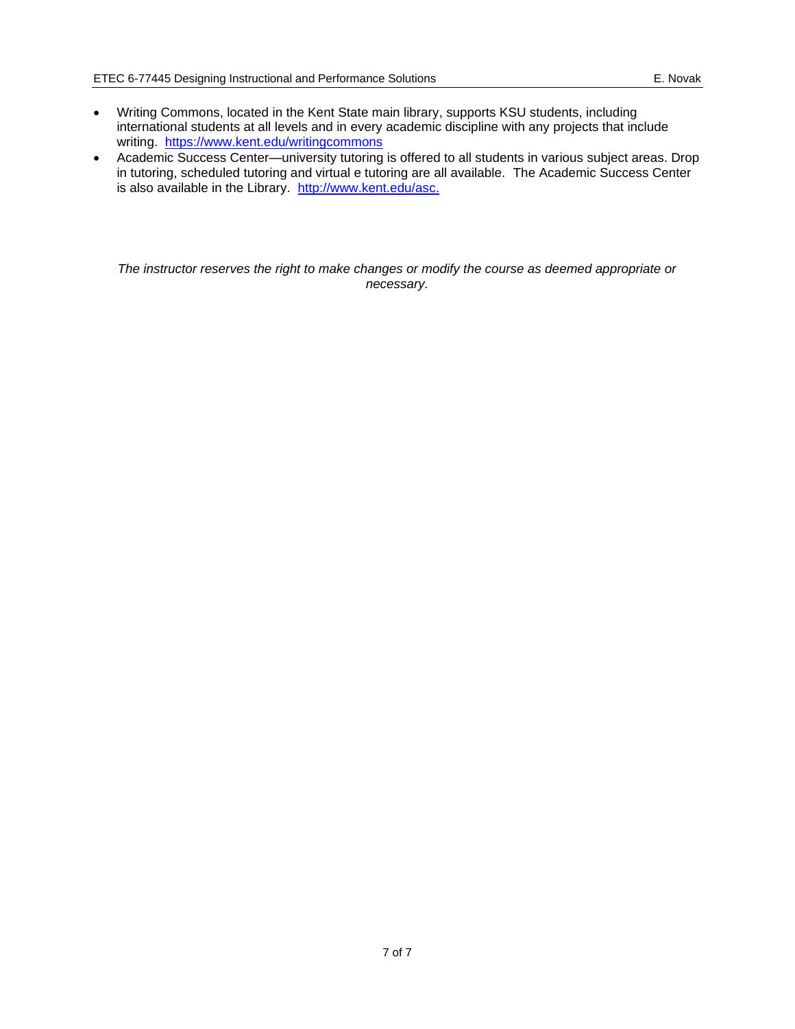- Writing Commons, located in the Kent State main library, supports KSU students, including international students at all levels and in every academic discipline with any projects that include writing. https://www.kent.edu/writingcommons
- Academic Success Center—university tutoring is offered to all students in various subject areas. Drop in tutoring, scheduled tutoring and virtual e tutoring are all available. The Academic Success Center is also available in the Library. http://www.kent.edu/asc.

*The instructor reserves the right to make changes or modify the course as deemed appropriate or necessary.*